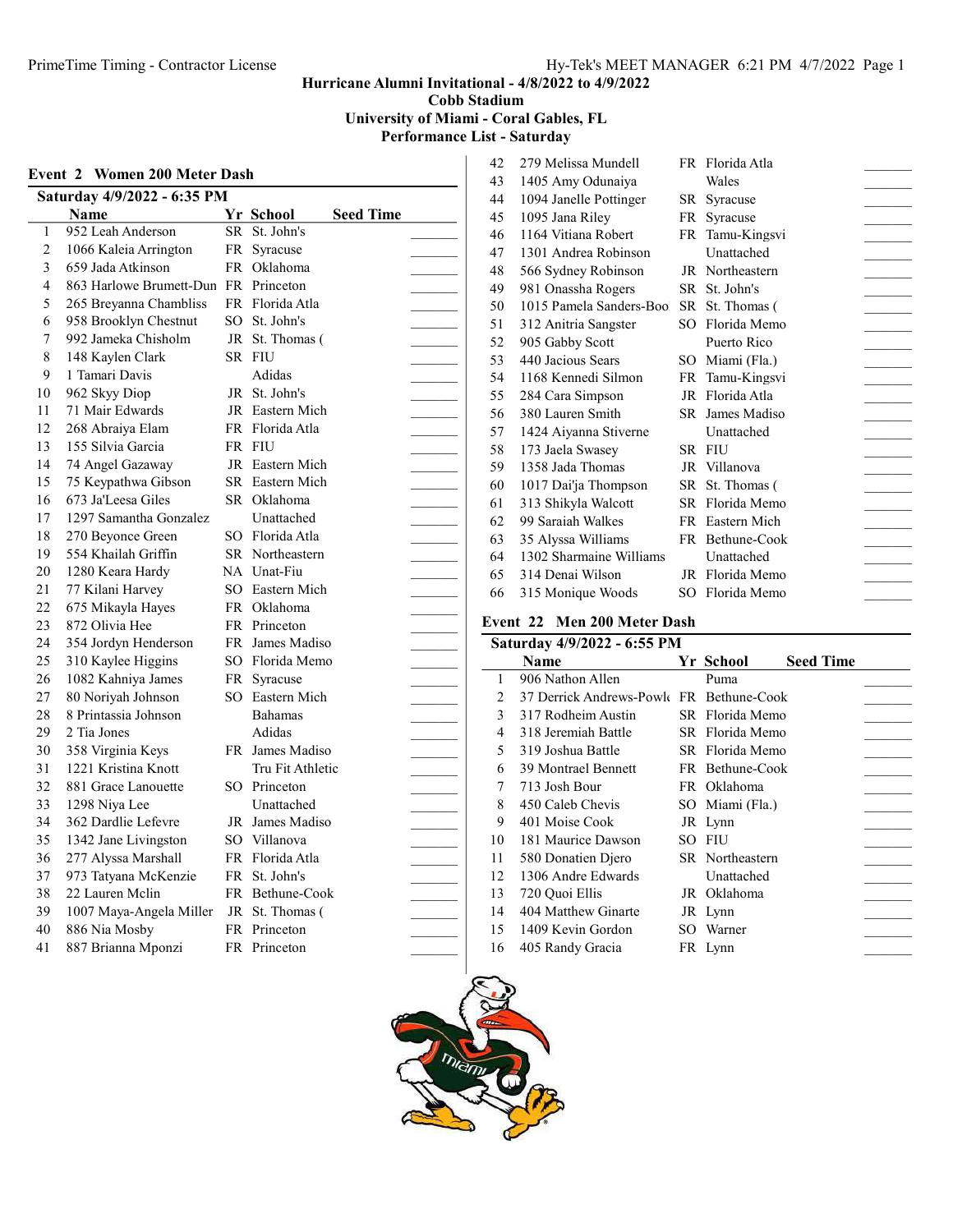# Hurricane Alumni Invitational - 4/8/2022 to 4/9/2022

## Cobb Stadium

## University of Miami - Coral Gables, FL

## Performance List - Saturday

### Event 2 Women 200 Meter Dash

**Saturday 4/9/2022 - 6:35 PM**

| | Name | Yr | School | Seed Time |
|---|---|---|---|---|
| 1 | 952 Leah Anderson | SR | St. John's | _______ |
| 2 | 1066 Kaleia Arrington | FR | Syracuse | _______ |
| 3 | 659 Jada Atkinson | FR | Oklahoma | _______ |
| 4 | 863 Harlowe Brumett-Dun | FR | Princeton | _______ |
| 5 | 265 Breyanna Chambliss | FR | Florida Atla | _______ |
| 6 | 958 Brooklyn Chestnut | SO | St. John's | _______ |
| 7 | 992 Jameka Chisholm | JR | St. Thomas ( | _______ |
| 8 | 148 Kaylen Clark | SR | FIU | _______ |
| 9 | 1 Tamari Davis | | Adidas | _______ |
| 10 | 962 Skyy Diop | JR | St. John's | _______ |
| 11 | 71 Mair Edwards | JR | Eastern Mich | _______ |
| 12 | 268 Abraiya Elam | FR | Florida Atla | _______ |
| 13 | 155 Silvia Garcia | FR | FIU | _______ |
| 14 | 74 Angel Gazaway | JR | Eastern Mich | _______ |
| 15 | 75 Keypathwa Gibson | SR | Eastern Mich | _______ |
| 16 | 673 Ja'Leesa Giles | SR | Oklahoma | _______ |
| 17 | 1297 Samantha Gonzalez | | Unattached | _______ |
| 18 | 270 Beyonce Green | SO | Florida Atla | _______ |
| 19 | 554 Khailah Griffin | SR | Northeastern | _______ |
| 20 | 1280 Keara Hardy | NA | Unat-Fiu | _______ |
| 21 | 77 Kilani Harvey | SO | Eastern Mich | _______ |
| 22 | 675 Mikayla Hayes | FR | Oklahoma | _______ |
| 23 | 872 Olivia Hee | FR | Princeton | _______ |
| 24 | 354 Jordyn Henderson | FR | James Madiso | _______ |
| 25 | 310 Kaylee Higgins | SO | Florida Memo | _______ |
| 26 | 1082 Kahniya James | FR | Syracuse | _______ |
| 27 | 80 Noriyah Johnson | SO | Eastern Mich | _______ |
| 28 | 8 Printassia Johnson | | Bahamas | _______ |
| 29 | 2 Tia Jones | | Adidas | _______ |
| 30 | 358 Virginia Keys | FR | James Madiso | _______ |
| 31 | 1221 Kristina Knott | | Tru Fit Athletic | _______ |
| 32 | 881 Grace Lanouette | SO | Princeton | _______ |
| 33 | 1298 Niya Lee | | Unattached | _______ |
| 34 | 362 Dardlie Lefevre | JR | James Madiso | _______ |
| 35 | 1342 Jane Livingston | SO | Villanova | _______ |
| 36 | 277 Alyssa Marshall | FR | Florida Atla | _______ |
| 37 | 973 Tatyana McKenzie | FR | St. John's | _______ |
| 38 | 22 Lauren Mclin | FR | Bethune-Cook | _______ |
| 39 | 1007 Maya-Angela Miller | JR | St. Thomas ( | _______ |
| 40 | 886 Nia Mosby | FR | Princeton | _______ |
| 41 | 887 Brianna Mponzi | FR | Princeton | _______ |
| 42 | 279 Melissa Mundell | FR | Florida Atla | _______ |
| 43 | 1405 Amy Odunaiya | | Wales | _______ |
| 44 | 1094 Janelle Pottinger | SR | Syracuse | _______ |
| 45 | 1095 Jana Riley | FR | Syracuse | _______ |
| 46 | 1164 Vitiana Robert | FR | Tamu-Kingsvi | _______ |
| 47 | 1301 Andrea Robinson | | Unattached | _______ |
| 48 | 566 Sydney Robinson | JR | Northeastern | _______ |
| 49 | 981 Onassha Rogers | SR | St. John's | _______ |
| 50 | 1015 Pamela Sanders-Boo | SR | St. Thomas ( | _______ |
| 51 | 312 Anitria Sangster | SO | Florida Memo | _______ |
| 52 | 905 Gabby Scott | | Puerto Rico | _______ |
| 53 | 440 Jacious Sears | SO | Miami (Fla.) | _______ |
| 54 | 1168 Kennedi Silmon | FR | Tamu-Kingsvi | _______ |
| 55 | 284 Cara Simpson | JR | Florida Atla | _______ |
| 56 | 380 Lauren Smith | SR | James Madiso | _______ |
| 57 | 1424 Aiyanna Stiverne | | Unattached | _______ |
| 58 | 173 Jaela Swasey | SR | FIU | _______ |
| 59 | 1358 Jada Thomas | JR | Villanova | _______ |
| 60 | 1017 Dai'ja Thompson | SR | St. Thomas ( | _______ |
| 61 | 313 Shikyla Walcott | SR | Florida Memo | _______ |
| 62 | 99 Saraiah Walkes | FR | Eastern Mich | _______ |
| 63 | 35 Alyssa Williams | FR | Bethune-Cook | _______ |
| 64 | 1302 Sharmaine Williams | | Unattached | _______ |
| 65 | 314 Denai Wilson | JR | Florida Memo | _______ |
| 66 | 315 Monique Woods | SO | Florida Memo | _______ |

### Event 22 Men 200 Meter Dash

**Saturday 4/9/2022 - 6:55 PM**

| | Name | Yr | School | Seed Time |
|---|---|---|---|---|
| 1 | 906 Nathon Allen | | Puma | _______ |
| 2 | 37 Derrick Andrews-Powl | FR | Bethune-Cook | _______ |
| 3 | 317 Rodheim Austin | SR | Florida Memo | _______ |
| 4 | 318 Jeremiah Battle | SR | Florida Memo | _______ |
| 5 | 319 Joshua Battle | SR | Florida Memo | _______ |
| 6 | 39 Montrael Bennett | FR | Bethune-Cook | _______ |
| 7 | 713 Josh Bour | FR | Oklahoma | _______ |
| 8 | 450 Caleb Chevis | SO | Miami (Fla.) | _______ |
| 9 | 401 Moise Cook | JR | Lynn | _______ |
| 10 | 181 Maurice Dawson | SO | FIU | _______ |
| 11 | 580 Donatien Djero | SR | Northeastern | _______ |
| 12 | 1306 Andre Edwards | | Unattached | _______ |
| 13 | 720 Quoi Ellis | JR | Oklahoma | _______ |
| 14 | 404 Matthew Ginarte | JR | Lynn | _______ |
| 15 | 1409 Kevin Gordon | SO | Warner | _______ |
| 16 | 405 Randy Gracia | FR | Lynn | _______ |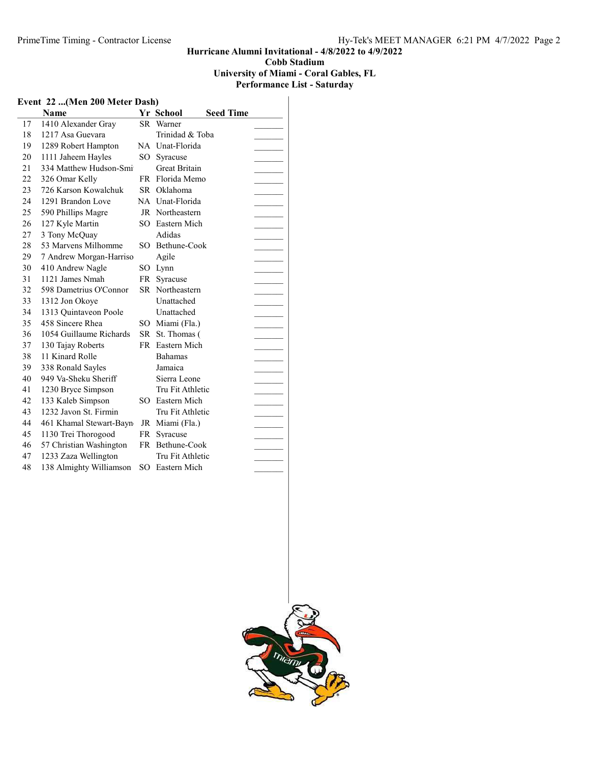Hurricane Alumni Invitational - 4/8/2022 to 4/9/2022

Cobb Stadium

University of Miami - Coral Gables, FL

Performance List - Saturday

**Event 22 ...(Men 200 Meter Dash)**

| | Name | Yr | School | Seed Time |
|---|---|---|---|---|
| 17 | 1410 Alexander Gray | SR | Warner | _______ |
| 18 | 1217 Asa Guevara | | Trinidad & Toba | _______ |
| 19 | 1289 Robert Hampton | NA | Unat-Florida | _______ |
| 20 | 1111 Jaheem Hayles | SO | Syracuse | _______ |
| 21 | 334 Matthew Hudson-Smi | | Great Britain | _______ |
| 22 | 326 Omar Kelly | FR | Florida Memo | _______ |
| 23 | 726 Karson Kowalchuk | SR | Oklahoma | _______ |
| 24 | 1291 Brandon Love | NA | Unat-Florida | _______ |
| 25 | 590 Phillips Magre | JR | Northeastern | _______ |
| 26 | 127 Kyle Martin | SO | Eastern Mich | _______ |
| 27 | 3 Tony McQuay | | Adidas | _______ |
| 28 | 53 Marvens Milhomme | SO | Bethune-Cook | _______ |
| 29 | 7 Andrew Morgan-Harriso | | Agile | _______ |
| 30 | 410 Andrew Nagle | SO | Lynn | _______ |
| 31 | 1121 James Nmah | FR | Syracuse | _______ |
| 32 | 598 Dametrius O'Connor | SR | Northeastern | _______ |
| 33 | 1312 Jon Okoye | | Unattached | _______ |
| 34 | 1313 Quintaveon Poole | | Unattached | _______ |
| 35 | 458 Sincere Rhea | SO | Miami (Fla.) | _______ |
| 36 | 1054 Guillaume Richards | SR | St. Thomas ( | _______ |
| 37 | 130 Tajay Roberts | FR | Eastern Mich | _______ |
| 38 | 11 Kinard Rolle | | Bahamas | _______ |
| 39 | 338 Ronald Sayles | | Jamaica | _______ |
| 40 | 949 Va-Sheku Sheriff | | Sierra Leone | _______ |
| 41 | 1230 Bryce Simpson | | Tru Fit Athletic | _______ |
| 42 | 133 Kaleb Simpson | SO | Eastern Mich | _______ |
| 43 | 1232 Javon St. Firmin | | Tru Fit Athletic | _______ |
| 44 | 461 Khamal Stewart-Bayn | JR | Miami (Fla.) | _______ |
| 45 | 1130 Trei Thorogood | FR | Syracuse | _______ |
| 46 | 57 Christian Washington | FR | Bethune-Cook | _______ |
| 47 | 1233 Zaza Wellington | | Tru Fit Athletic | _______ |
| 48 | 138 Almighty Williamson | SO | Eastern Mich | _______ |